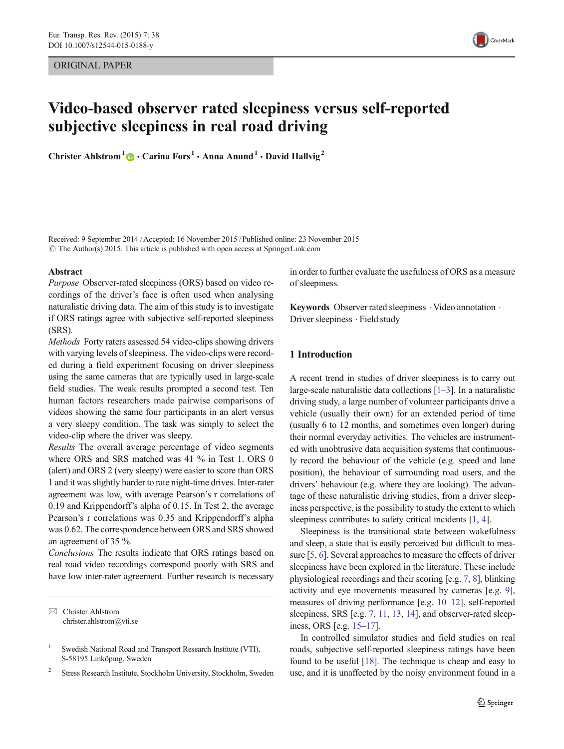ORIGINAL PAPER

# Video-based observer rated sleepiness versus self-reported subjective sleepiness in real road driving

**Christer Ahlstrom**[1] · **Carina Fors**[1] · **Anna Anund**[1] · **David Hallvig**[2]

Received: 9 September 2014 / Accepted: 16 November 2015 / Published online: 23 November 2015
© The Author(s) 2015. This article is published with open access at SpringerLink.com

**Abstract**

*Purpose* Observer-rated sleepiness (ORS) based on video recordings of the driver's face is often used when analysing naturalistic driving data. The aim of this study is to investigate if ORS ratings agree with subjective self-reported sleepiness (SRS).

*Methods* Forty raters assessed 54 video-clips showing drivers with varying levels of sleepiness. The video-clips were recorded during a field experiment focusing on driver sleepiness using the same cameras that are typically used in large-scale field studies. The weak results prompted a second test. Ten human factors researchers made pairwise comparisons of videos showing the same four participants in an alert versus a very sleepy condition. The task was simply to select the video-clip where the driver was sleepy.

*Results* The overall average percentage of video segments where ORS and SRS matched was 41 % in Test 1. ORS 0 (alert) and ORS 2 (very sleepy) were easier to score than ORS 1 and it was slightly harder to rate night-time drives. Inter-rater agreement was low, with average Pearson's r correlations of 0.19 and Krippendorff's alpha of 0.15. In Test 2, the average Pearson's r correlations was 0.35 and Krippendorff's alpha was 0.62. The correspondence between ORS and SRS showed an agreement of 35 %.

*Conclusions* The results indicate that ORS ratings based on real road video recordings correspond poorly with SRS and have low inter-rater agreement. Further research is necessary in order to further evaluate the usefulness of ORS as a measure of sleepiness.

**Keywords** Observer rated sleepiness · Video annotation · Driver sleepiness · Field study

✉ Christer Ahlstrom
christer.ahlstrom@vti.se

[1] Swedish National Road and Transport Research Institute (VTI), S-58195 Linköping, Sweden

[2] Stress Research Institute, Stockholm University, Stockholm, Sweden

## 1 Introduction

A recent trend in studies of driver sleepiness is to carry out large-scale naturalistic data collections [1–3]. In a naturalistic driving study, a large number of volunteer participants drive a vehicle (usually their own) for an extended period of time (usually 6 to 12 months, and sometimes even longer) during their normal everyday activities. The vehicles are instrumented with unobtrusive data acquisition systems that continuously record the behaviour of the vehicle (e.g. speed and lane position), the behaviour of surrounding road users, and the drivers' behaviour (e.g. where they are looking). The advantage of these naturalistic driving studies, from a driver sleepiness perspective, is the possibility to study the extent to which sleepiness contributes to safety critical incidents [1, 4].

Sleepiness is the transitional state between wakefulness and sleep, a state that is easily perceived but difficult to measure [5, 6]. Several approaches to measure the effects of driver sleepiness have been explored in the literature. These include physiological recordings and their scoring [e.g. 7, 8], blinking activity and eye movements measured by cameras [e.g. 9], measures of driving performance [e.g. 10–12], self-reported sleepiness, SRS [e.g. 7, 11, 13, 14], and observer-rated sleepiness, ORS [e.g. 15–17].

In controlled simulator studies and field studies on real roads, subjective self-reported sleepiness ratings have been found to be useful [18]. The technique is cheap and easy to use, and it is unaffected by the noisy environment found in a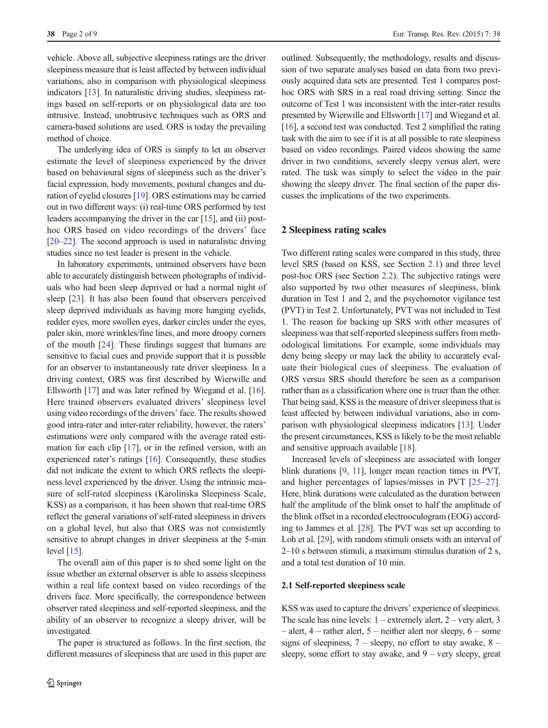vehicle. Above all, subjective sleepiness ratings are the driver sleepiness measure that is least affected by between individual variations, also in comparison with physiological sleepiness indicators [13]. In naturalistic driving studies, sleepiness ratings based on self-reports or on physiological data are too intrusive. Instead, unobtrusive techniques such as ORS and camera-based solutions are used. ORS is today the prevailing method of choice.

The underlying idea of ORS is simply to let an observer estimate the level of sleepiness experienced by the driver based on behavioural signs of sleepiness such as the driver's facial expression, body movements, postural changes and duration of eyelid closures [19]. ORS estimations may be carried out in two different ways: (i) real-time ORS performed by test leaders accompanying the driver in the car [15], and (ii) post-hoc ORS based on video recordings of the drivers' face [20–22]. The second approach is used in naturalistic driving studies since no test leader is present in the vehicle.

In laboratory experiments, untrained observers have been able to accurately distinguish between photographs of individuals who had been sleep deprived or had a normal night of sleep [23]. It has also been found that observers perceived sleep deprived individuals as having more hanging eyelids, redder eyes, more swollen eyes, darker circles under the eyes, paler skin, more wrinkles/fine lines, and more droopy corners of the mouth [24]. These findings suggest that humans are sensitive to facial cues and provide support that it is possible for an observer to instantaneously rate driver sleepiness. In a driving context, ORS was first described by Wierwille and Ellsworth [17] and was later refined by Wiegand et al. [16]. Here trained observers evaluated drivers' sleepiness level using video recordings of the drivers' face. The results showed good intra-rater and inter-rater reliability, however, the raters' estimations were only compared with the average rated estimation for each clip [17], or in the refined version, with an experienced rater's ratings [16]. Consequently, these studies did not indicate the extent to which ORS reflects the sleepiness level experienced by the driver. Using the intrinsic measure of self-rated sleepiness (Karolinska Sleepiness Scale, KSS) as a comparison, it has been shown that real-time ORS reflect the general variations of self-rated sleepiness in drivers on a global level, but also that ORS was not consistently sensitive to abrupt changes in driver sleepiness at the 5-min level [15].

The overall aim of this paper is to shed some light on the issue whether an external observer is able to assess sleepiness within a real life context based on video recordings of the drivers face. More specifically, the correspondence between observer rated sleepiness and self-reported sleepiness, and the ability of an observer to recognize a sleepy driver, will be investigated.

The paper is structured as follows. In the first section, the different measures of sleepiness that are used in this paper are outlined. Subsequently, the methodology, results and discussion of two separate analyses based on data from two previously acquired data sets are presented. Test 1 compares post-hoc ORS with SRS in a real road driving setting. Since the outcome of Test 1 was inconsistent with the inter-rater results presented by Wierwille and Ellsworth [17] and Wiegand et al. [16], a second test was conducted. Test 2 simplified the rating task with the aim to see if it is at all possible to rate sleepiness based on video recordings. Paired videos showing the same driver in two conditions, severely sleepy versus alert, were rated. The task was simply to select the video in the pair showing the sleepy driver. The final section of the paper discusses the implications of the two experiments.

## 2 Sleepiness rating scales

Two different rating scales were compared in this study, three level SRS (based on KSS, see Section 2.1) and three level post-hoc ORS (see Section 2.2). The subjective ratings were also supported by two other measures of sleepiness, blink duration in Test 1 and 2, and the psychomotor vigilance test (PVT) in Test 2. Unfortunately, PVT was not included in Test 1. The reason for backing up SRS with other measures of sleepiness was that self-reported sleepiness suffers from methodological limitations. For example, some individuals may deny being sleepy or may lack the ability to accurately evaluate their biological cues of sleepiness. The evaluation of ORS versus SRS should therefore be seen as a comparison rather than as a classification where one is truer than the other. That being said, KSS is the measure of driver sleepiness that is least affected by between individual variations, also in comparison with physiological sleepiness indicators [13]. Under the present circumstances, KSS is likely to be the most reliable and sensitive approach available [18].

Increased levels of sleepiness are associated with longer blink durations [9, 11], longer mean reaction times in PVT, and higher percentages of lapses/misses in PVT [25–27]. Here, blink durations were calculated as the duration between half the amplitude of the blink onset to half the amplitude of the blink offset in a recorded electrooculogram (EOG) according to Jammes et al. [28]. The PVT was set up according to Loh et al. [29], with random stimuli onsets with an interval of 2–10 s between stimuli, a maximum stimulus duration of 2 s, and a total test duration of 10 min.

### 2.1 Self-reported sleepiness scale

KSS was used to capture the drivers' experience of sleepiness. The scale has nine levels: 1 – extremely alert, 2 – very alert, 3 – alert, 4 – rather alert, 5 – neither alert nor sleepy, 6 – some signs of sleepiness, 7 – sleepy, no effort to stay awake, 8 – sleepy, some effort to stay awake, and 9 – very sleepy, great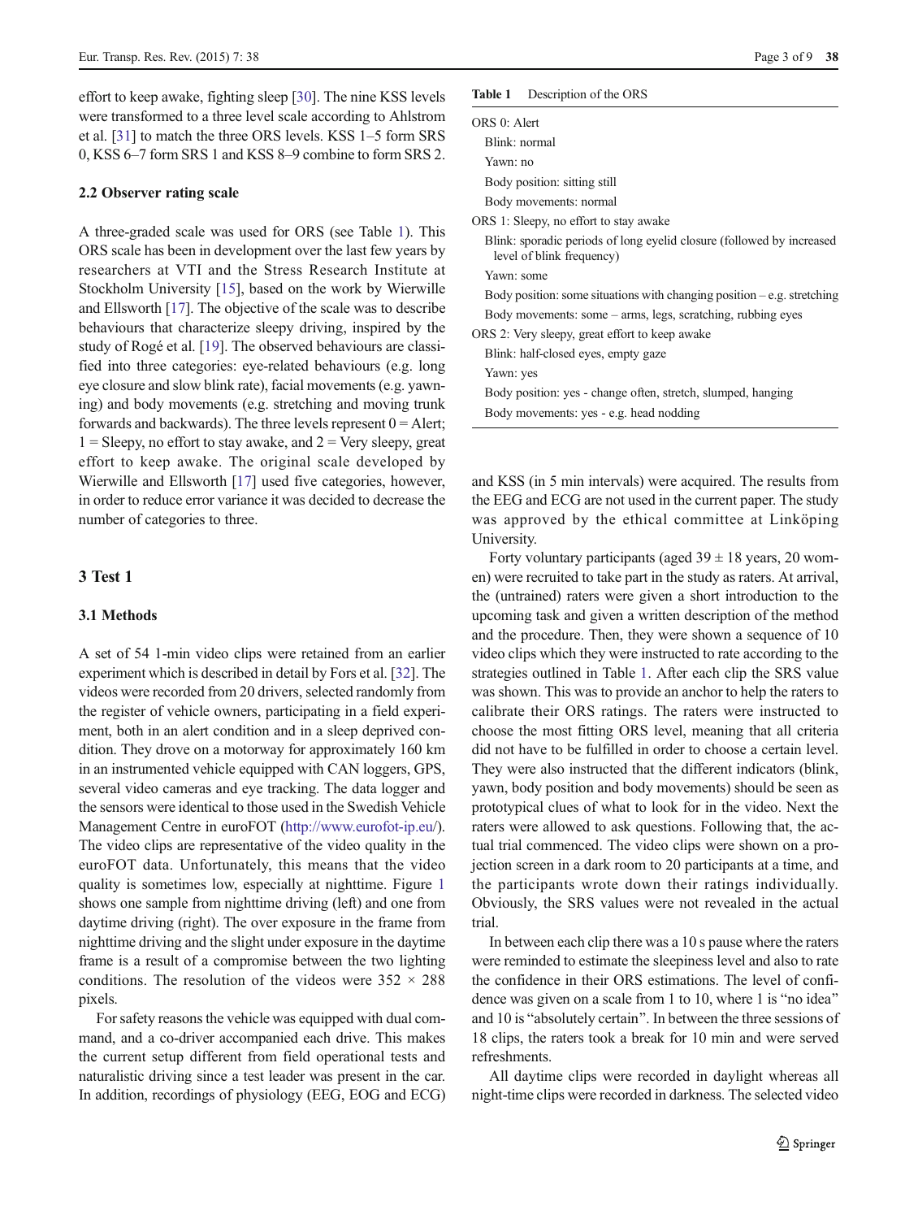effort to keep awake, fighting sleep [30]. The nine KSS levels were transformed to a three level scale according to Ahlstrom et al. [31] to match the three ORS levels. KSS 1–5 form SRS 0, KSS 6–7 form SRS 1 and KSS 8–9 combine to form SRS 2.

### 2.2 Observer rating scale

A three-graded scale was used for ORS (see Table 1). This ORS scale has been in development over the last few years by researchers at VTI and the Stress Research Institute at Stockholm University [15], based on the work by Wierwille and Ellsworth [17]. The objective of the scale was to describe behaviours that characterize sleepy driving, inspired by the study of Rogé et al. [19]. The observed behaviours are classified into three categories: eye-related behaviours (e.g. long eye closure and slow blink rate), facial movements (e.g. yawning) and body movements (e.g. stretching and moving trunk forwards and backwards). The three levels represent 0 = Alert; 1 = Sleepy, no effort to stay awake, and 2 = Very sleepy, great effort to keep awake. The original scale developed by Wierwille and Ellsworth [17] used five categories, however, in order to reduce error variance it was decided to decrease the number of categories to three.

**Table 1** Description of the ORS

| |
|---|
| ORS 0: Alert |
| Blink: normal |
| Yawn: no |
| Body position: sitting still |
| Body movements: normal |
| ORS 1: Sleepy, no effort to stay awake |
| Blink: sporadic periods of long eyelid closure (followed by increased level of blink frequency) |
| Yawn: some |
| Body position: some situations with changing position – e.g. stretching |
| Body movements: some – arms, legs, scratching, rubbing eyes |
| ORS 2: Very sleepy, great effort to keep awake |
| Blink: half-closed eyes, empty gaze |
| Yawn: yes |
| Body position: yes - change often, stretch, slumped, hanging |
| Body movements: yes - e.g. head nodding |

## 3 Test 1

### 3.1 Methods

A set of 54 1-min video clips were retained from an earlier experiment which is described in detail by Fors et al. [32]. The videos were recorded from 20 drivers, selected randomly from the register of vehicle owners, participating in a field experiment, both in an alert condition and in a sleep deprived condition. They drove on a motorway for approximately 160 km in an instrumented vehicle equipped with CAN loggers, GPS, several video cameras and eye tracking. The data logger and the sensors were identical to those used in the Swedish Vehicle Management Centre in euroFOT (http://www.eurofot-ip.eu/). The video clips are representative of the video quality in the euroFOT data. Unfortunately, this means that the video quality is sometimes low, especially at nighttime. Figure 1 shows one sample from nighttime driving (left) and one from daytime driving (right). The over exposure in the frame from nighttime driving and the slight under exposure in the daytime frame is a result of a compromise between the two lighting conditions. The resolution of the videos were 352 × 288 pixels.

For safety reasons the vehicle was equipped with dual command, and a co-driver accompanied each drive. This makes the current setup different from field operational tests and naturalistic driving since a test leader was present in the car. In addition, recordings of physiology (EEG, EOG and ECG) and KSS (in 5 min intervals) were acquired. The results from the EEG and ECG are not used in the current paper. The study was approved by the ethical committee at Linköping University.

Forty voluntary participants (aged 39 ± 18 years, 20 women) were recruited to take part in the study as raters. At arrival, the (untrained) raters were given a short introduction to the upcoming task and given a written description of the method and the procedure. Then, they were shown a sequence of 10 video clips which they were instructed to rate according to the strategies outlined in Table 1. After each clip the SRS value was shown. This was to provide an anchor to help the raters to calibrate their ORS ratings. The raters were instructed to choose the most fitting ORS level, meaning that all criteria did not have to be fulfilled in order to choose a certain level. They were also instructed that the different indicators (blink, yawn, body position and body movements) should be seen as prototypical clues of what to look for in the video. Next the raters were allowed to ask questions. Following that, the actual trial commenced. The video clips were shown on a projection screen in a dark room to 20 participants at a time, and the participants wrote down their ratings individually. Obviously, the SRS values were not revealed in the actual trial.

In between each clip there was a 10 s pause where the raters were reminded to estimate the sleepiness level and also to rate the confidence in their ORS estimations. The level of confidence was given on a scale from 1 to 10, where 1 is "no idea" and 10 is "absolutely certain". In between the three sessions of 18 clips, the raters took a break for 10 min and were served refreshments.

All daytime clips were recorded in daylight whereas all night-time clips were recorded in darkness. The selected video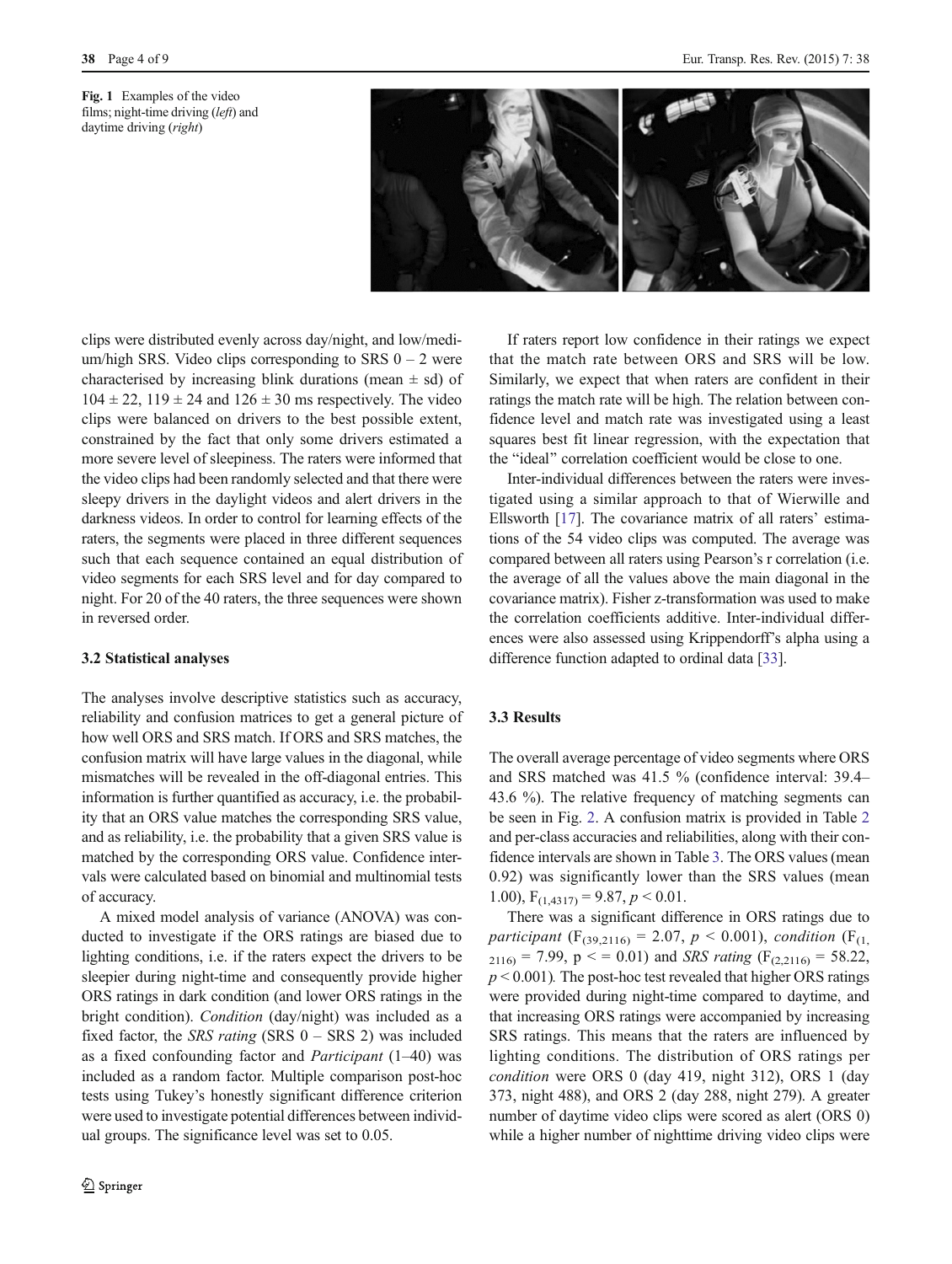Fig. 1 Examples of the video films; night-time driving (*left*) and daytime driving (*right*)

clips were distributed evenly across day/night, and low/medium/high SRS. Video clips corresponding to SRS 0 – 2 were characterised by increasing blink durations (mean ± sd) of 104 ± 22, 119 ± 24 and 126 ± 30 ms respectively. The video clips were balanced on drivers to the best possible extent, constrained by the fact that only some drivers estimated a more severe level of sleepiness. The raters were informed that the video clips had been randomly selected and that there were sleepy drivers in the daylight videos and alert drivers in the darkness videos. In order to control for learning effects of the raters, the segments were placed in three different sequences such that each sequence contained an equal distribution of video segments for each SRS level and for day compared to night. For 20 of the 40 raters, the three sequences were shown in reversed order.

### 3.2 Statistical analyses

The analyses involve descriptive statistics such as accuracy, reliability and confusion matrices to get a general picture of how well ORS and SRS match. If ORS and SRS matches, the confusion matrix will have large values in the diagonal, while mismatches will be revealed in the off-diagonal entries. This information is further quantified as accuracy, i.e. the probability that an ORS value matches the corresponding SRS value, and as reliability, i.e. the probability that a given SRS value is matched by the corresponding ORS value. Confidence intervals were calculated based on binomial and multinomial tests of accuracy.

A mixed model analysis of variance (ANOVA) was conducted to investigate if the ORS ratings are biased due to lighting conditions, i.e. if the raters expect the drivers to be sleepier during night-time and consequently provide higher ORS ratings in dark condition (and lower ORS ratings in the bright condition). *Condition* (day/night) was included as a fixed factor, the *SRS rating* (SRS 0 – SRS 2) was included as a fixed confounding factor and *Participant* (1–40) was included as a random factor. Multiple comparison post-hoc tests using Tukey's honestly significant difference criterion were used to investigate potential differences between individual groups. The significance level was set to 0.05.

If raters report low confidence in their ratings we expect that the match rate between ORS and SRS will be low. Similarly, we expect that when raters are confident in their ratings the match rate will be high. The relation between confidence level and match rate was investigated using a least squares best fit linear regression, with the expectation that the "ideal" correlation coefficient would be close to one.

Inter-individual differences between the raters were investigated using a similar approach to that of Wierwille and Ellsworth [17]. The covariance matrix of all raters' estimations of the 54 video clips was computed. The average was compared between all raters using Pearson's r correlation (i.e. the average of all the values above the main diagonal in the covariance matrix). Fisher z-transformation was used to make the correlation coefficients additive. Inter-individual differences were also assessed using Krippendorff's alpha using a difference function adapted to ordinal data [33].

### 3.3 Results

The overall average percentage of video segments where ORS and SRS matched was 41.5 % (confidence interval: 39.4–43.6 %). The relative frequency of matching segments can be seen in Fig. 2. A confusion matrix is provided in Table 2 and per-class accuracies and reliabilities, along with their confidence intervals are shown in Table 3. The ORS values (mean 0.92) was significantly lower than the SRS values (mean 1.00), $F_{(1,4317)} = 9.87$, $p < 0.01$.

There was a significant difference in ORS ratings due to *participant* ($F_{(39,2116)} = 2.07$, $p < 0.001$), *condition* ($F_{(1,2116)} = 7.99$, $p <= 0.01$) and *SRS rating* ($F_{(2,2116)} = 58.22$, $p < 0.001$). The post-hoc test revealed that higher ORS ratings were provided during night-time compared to daytime, and that increasing ORS ratings were accompanied by increasing SRS ratings. This means that the raters are influenced by lighting conditions. The distribution of ORS ratings per *condition* were ORS 0 (day 419, night 312), ORS 1 (day 373, night 488), and ORS 2 (day 288, night 279). A greater number of daytime video clips were scored as alert (ORS 0) while a higher number of nighttime driving video clips were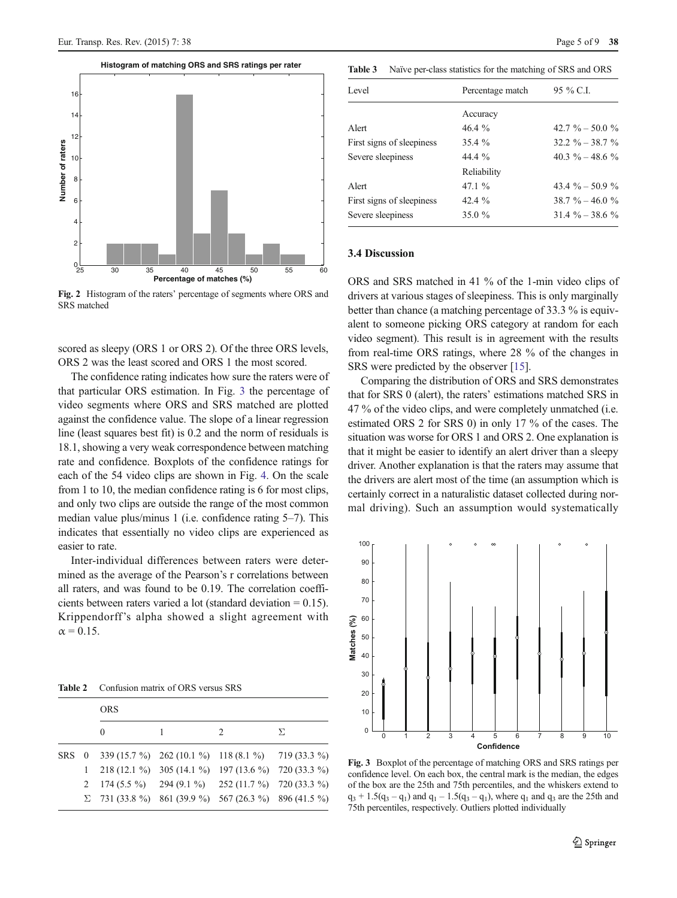Fig. 2 Histogram of the raters' percentage of segments where ORS and SRS matched

scored as sleepy (ORS 1 or ORS 2). Of the three ORS levels, ORS 2 was the least scored and ORS 1 the most scored.

The confidence rating indicates how sure the raters were of that particular ORS estimation. In Fig. 3 the percentage of video segments where ORS and SRS matched are plotted against the confidence value. The slope of a linear regression line (least squares best fit) is 0.2 and the norm of residuals is 18.1, showing a very weak correspondence between matching rate and confidence. Boxplots of the confidence ratings for each of the 54 video clips are shown in Fig. 4. On the scale from 1 to 10, the median confidence rating is 6 for most clips, and only two clips are outside the range of the most common median value plus/minus 1 (i.e. confidence rating 5–7). This indicates that essentially no video clips are experienced as easier to rate.

Inter-individual differences between raters were determined as the average of the Pearson's r correlations between all raters, and was found to be 0.19. The correlation coefficients between raters varied a lot (standard deviation = 0.15). Krippendorff's alpha showed a slight agreement with $\alpha = 0.15$.

**Table 2** Confusion matrix of ORS versus SRS

| | | ORS | | | |
|---|---|---|---|---|---|
| | | 0 | 1 | 2 | Σ |
| SRS | 0 | 339 (15.7 %) | 262 (10.1 %) | 118 (8.1 %) | 719 (33.3 %) |
| | 1 | 218 (12.1 %) | 305 (14.1 %) | 197 (13.6 %) | 720 (33.3 %) |
| | 2 | 174 (5.5 %) | 294 (9.1 %) | 252 (11.7 %) | 720 (33.3 %) |
| | Σ | 731 (33.8 %) | 861 (39.9 %) | 567 (26.3 %) | 896 (41.5 %) |

**Table 3** Naïve per-class statistics for the matching of SRS and ORS

| Level | Percentage match | 95 % C.I. |
|---|---|---|
| | Accuracy | |
| Alert | 46.4 % | 42.7 % – 50.0 % |
| First signs of sleepiness | 35.4 % | 32.2 % – 38.7 % |
| Severe sleepiness | 44.4 % | 40.3 % – 48.6 % |
| | Reliability | |
| Alert | 47.1 % | 43.4 % – 50.9 % |
| First signs of sleepiness | 42.4 % | 38.7 % – 46.0 % |
| Severe sleepiness | 35.0 % | 31.4 % – 38.6 % |

### 3.4 Discussion

ORS and SRS matched in 41 % of the 1-min video clips of drivers at various stages of sleepiness. This is only marginally better than chance (a matching percentage of 33.3 % is equivalent to someone picking ORS category at random for each video segment). This result is in agreement with the results from real-time ORS ratings, where 28 % of the changes in SRS were predicted by the observer [15].

Comparing the distribution of ORS and SRS demonstrates that for SRS 0 (alert), the raters' estimations matched SRS in 47 % of the video clips, and were completely unmatched (i.e. estimated ORS 2 for SRS 0) in only 17 % of the cases. The situation was worse for ORS 1 and ORS 2. One explanation is that it might be easier to identify an alert driver than a sleepy driver. Another explanation is that the raters may assume that the drivers are alert most of the time (an assumption which is certainly correct in a naturalistic dataset collected during normal driving). Such an assumption would systematically

Fig. 3 Boxplot of the percentage of matching ORS and SRS ratings per confidence level. On each box, the central mark is the median, the edges of the box are the 25th and 75th percentiles, and the whiskers extend to $q_3 + 1.5(q_3 - q_1)$ and $q_1 - 1.5(q_3 - q_1)$, where $q_1$ and $q_3$ are the 25th and 75th percentiles, respectively. Outliers plotted individually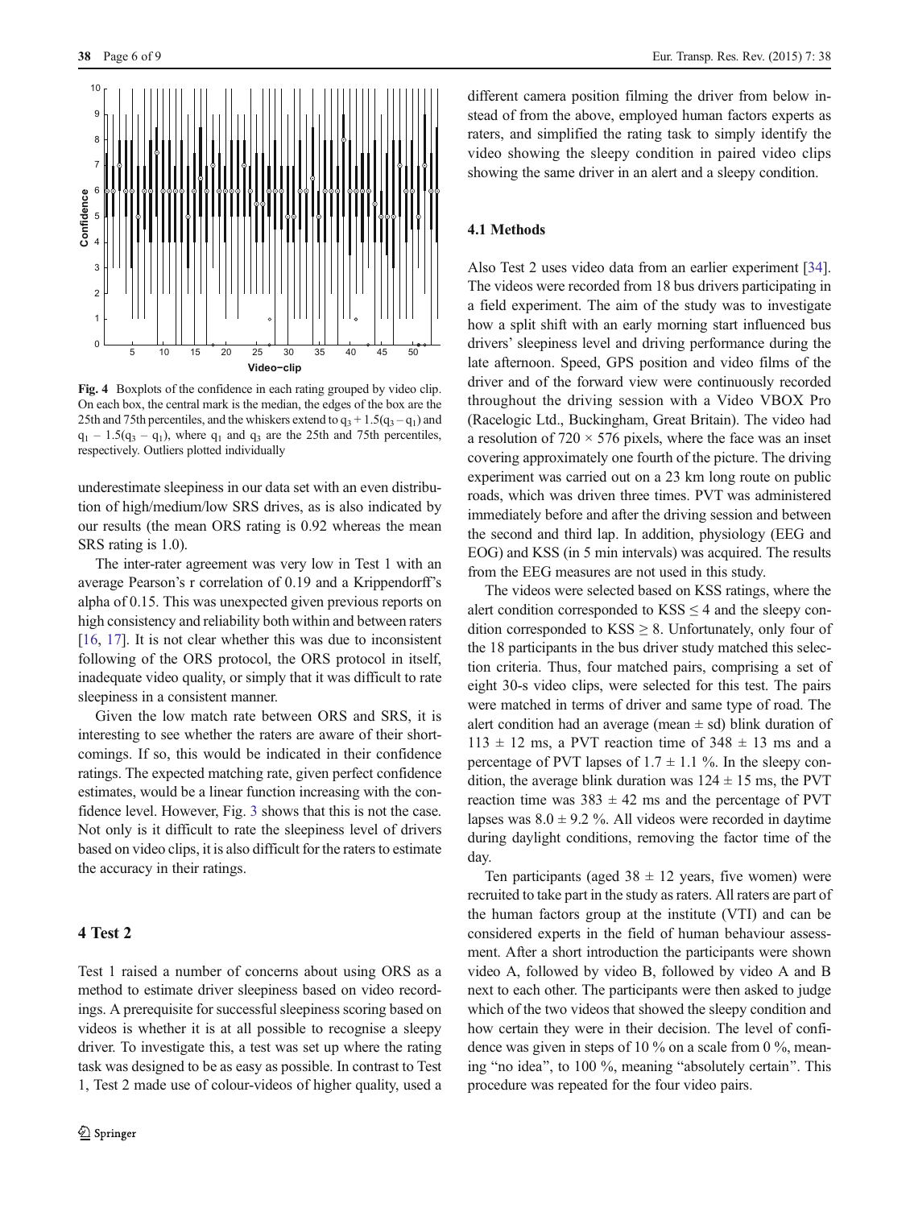Fig. 4 Boxplots of the confidence in each rating grouped by video clip. On each box, the central mark is the median, the edges of the box are the 25th and 75th percentiles, and the whiskers extend to $q_3 + 1.5(q_3 - q_1)$ and $q_1 - 1.5(q_3 - q_1)$, where $q_1$ and $q_3$ are the 25th and 75th percentiles, respectively. Outliers plotted individually

underestimate sleepiness in our data set with an even distribution of high/medium/low SRS drives, as is also indicated by our results (the mean ORS rating is 0.92 whereas the mean SRS rating is 1.0).

The inter-rater agreement was very low in Test 1 with an average Pearson's r correlation of 0.19 and a Krippendorff's alpha of 0.15. This was unexpected given previous reports on high consistency and reliability both within and between raters [16, 17]. It is not clear whether this was due to inconsistent following of the ORS protocol, the ORS protocol in itself, inadequate video quality, or simply that it was difficult to rate sleepiness in a consistent manner.

Given the low match rate between ORS and SRS, it is interesting to see whether the raters are aware of their shortcomings. If so, this would be indicated in their confidence ratings. The expected matching rate, given perfect confidence estimates, would be a linear function increasing with the confidence level. However, Fig. 3 shows that this is not the case. Not only is it difficult to rate the sleepiness level of drivers based on video clips, it is also difficult for the raters to estimate the accuracy in their ratings.

## 4 Test 2

Test 1 raised a number of concerns about using ORS as a method to estimate driver sleepiness based on video recordings. A prerequisite for successful sleepiness scoring based on videos is whether it is at all possible to recognise a sleepy driver. To investigate this, a test was set up where the rating task was designed to be as easy as possible. In contrast to Test 1, Test 2 made use of colour-videos of higher quality, used a different camera position filming the driver from below instead of from the above, employed human factors experts as raters, and simplified the rating task to simply identify the video showing the sleepy condition in paired video clips showing the same driver in an alert and a sleepy condition.

### 4.1 Methods

Also Test 2 uses video data from an earlier experiment [34]. The videos were recorded from 18 bus drivers participating in a field experiment. The aim of the study was to investigate how a split shift with an early morning start influenced bus drivers' sleepiness level and driving performance during the late afternoon. Speed, GPS position and video films of the driver and of the forward view were continuously recorded throughout the driving session with a Video VBOX Pro (Racelogic Ltd., Buckingham, Great Britain). The video had a resolution of $720 \times 576$ pixels, where the face was an inset covering approximately one fourth of the picture. The driving experiment was carried out on a 23 km long route on public roads, which was driven three times. PVT was administered immediately before and after the driving session and between the second and third lap. In addition, physiology (EEG and EOG) and KSS (in 5 min intervals) was acquired. The results from the EEG measures are not used in this study.

The videos were selected based on KSS ratings, where the alert condition corresponded to KSS $\leq 4$ and the sleepy condition corresponded to KSS $\geq 8$. Unfortunately, only four of the 18 participants in the bus driver study matched this selection criteria. Thus, four matched pairs, comprising a set of eight 30-s video clips, were selected for this test. The pairs were matched in terms of driver and same type of road. The alert condition had an average (mean $\pm$ sd) blink duration of $113 \pm 12$ ms, a PVT reaction time of $348 \pm 13$ ms and a percentage of PVT lapses of $1.7 \pm 1.1$ %. In the sleepy condition, the average blink duration was $124 \pm 15$ ms, the PVT reaction time was $383 \pm 42$ ms and the percentage of PVT lapses was $8.0 \pm 9.2$ %. All videos were recorded in daytime during daylight conditions, removing the factor time of the day.

Ten participants (aged $38 \pm 12$ years, five women) were recruited to take part in the study as raters. All raters are part of the human factors group at the institute (VTI) and can be considered experts in the field of human behaviour assessment. After a short introduction the participants were shown video A, followed by video B, followed by video A and B next to each other. The participants were then asked to judge which of the two videos that showed the sleepy condition and how certain they were in their decision. The level of confidence was given in steps of 10 % on a scale from 0 %, meaning "no idea", to 100 %, meaning "absolutely certain". This procedure was repeated for the four video pairs.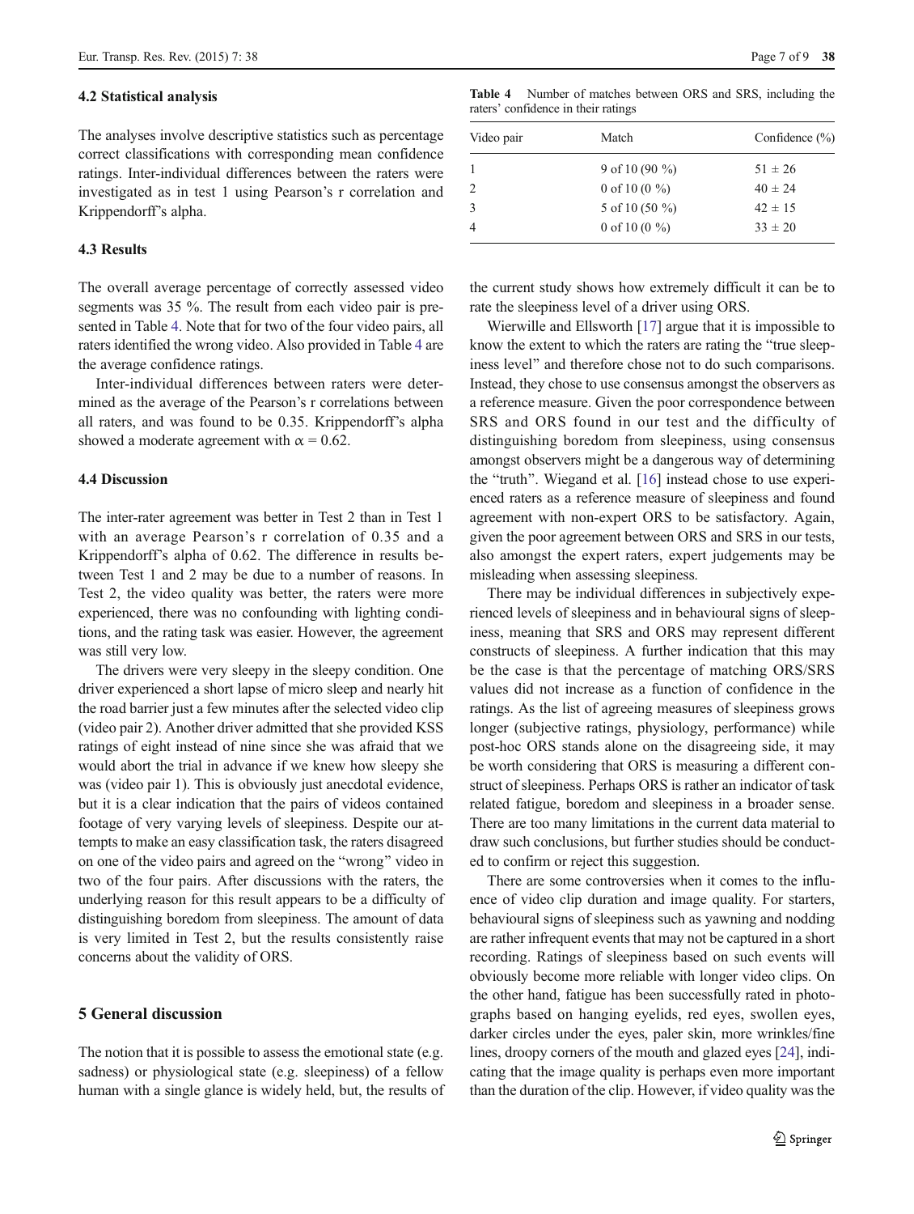### 4.2 Statistical analysis

The analyses involve descriptive statistics such as percentage correct classifications with corresponding mean confidence ratings. Inter-individual differences between the raters were investigated as in test 1 using Pearson's r correlation and Krippendorff's alpha.

### 4.3 Results

The overall average percentage of correctly assessed video segments was 35 %. The result from each video pair is presented in Table 4. Note that for two of the four video pairs, all raters identified the wrong video. Also provided in Table 4 are the average confidence ratings.

Inter-individual differences between raters were determined as the average of the Pearson's r correlations between all raters, and was found to be 0.35. Krippendorff's alpha showed a moderate agreement with $\alpha = 0.62$.

### 4.4 Discussion

The inter-rater agreement was better in Test 2 than in Test 1 with an average Pearson's r correlation of 0.35 and a Krippendorff's alpha of 0.62. The difference in results between Test 1 and 2 may be due to a number of reasons. In Test 2, the video quality was better, the raters were more experienced, there was no confounding with lighting conditions, and the rating task was easier. However, the agreement was still very low.

The drivers were very sleepy in the sleepy condition. One driver experienced a short lapse of micro sleep and nearly hit the road barrier just a few minutes after the selected video clip (video pair 2). Another driver admitted that she provided KSS ratings of eight instead of nine since she was afraid that we would abort the trial in advance if we knew how sleepy she was (video pair 1). This is obviously just anecdotal evidence, but it is a clear indication that the pairs of videos contained footage of very varying levels of sleepiness. Despite our attempts to make an easy classification task, the raters disagreed on one of the video pairs and agreed on the "wrong" video in two of the four pairs. After discussions with the raters, the underlying reason for this result appears to be a difficulty of distinguishing boredom from sleepiness. The amount of data is very limited in Test 2, but the results consistently raise concerns about the validity of ORS.

## 5 General discussion

The notion that it is possible to assess the emotional state (e.g. sadness) or physiological state (e.g. sleepiness) of a fellow human with a single glance is widely held, but, the results of the current study shows how extremely difficult it can be to rate the sleepiness level of a driver using ORS.

**Table 4** Number of matches between ORS and SRS, including the raters' confidence in their ratings

| Video pair | Match | Confidence (%) |
|---|---|---|
| 1 | 9 of 10 (90 %) | 51 ± 26 |
| 2 | 0 of 10 (0 %) | 40 ± 24 |
| 3 | 5 of 10 (50 %) | 42 ± 15 |
| 4 | 0 of 10 (0 %) | 33 ± 20 |

Wierwille and Ellsworth [17] argue that it is impossible to know the extent to which the raters are rating the "true sleepiness level" and therefore chose not to do such comparisons. Instead, they chose to use consensus amongst the observers as a reference measure. Given the poor correspondence between SRS and ORS found in our test and the difficulty of distinguishing boredom from sleepiness, using consensus amongst observers might be a dangerous way of determining the "truth". Wiegand et al. [16] instead chose to use experienced raters as a reference measure of sleepiness and found agreement with non-expert ORS to be satisfactory. Again, given the poor agreement between ORS and SRS in our tests, also amongst the expert raters, expert judgements may be misleading when assessing sleepiness.

There may be individual differences in subjectively experienced levels of sleepiness and in behavioural signs of sleepiness, meaning that SRS and ORS may represent different constructs of sleepiness. A further indication that this may be the case is that the percentage of matching ORS/SRS values did not increase as a function of confidence in the ratings. As the list of agreeing measures of sleepiness grows longer (subjective ratings, physiology, performance) while post-hoc ORS stands alone on the disagreeing side, it may be worth considering that ORS is measuring a different construct of sleepiness. Perhaps ORS is rather an indicator of task related fatigue, boredom and sleepiness in a broader sense. There are too many limitations in the current data material to draw such conclusions, but further studies should be conducted to confirm or reject this suggestion.

There are some controversies when it comes to the influence of video clip duration and image quality. For starters, behavioural signs of sleepiness such as yawning and nodding are rather infrequent events that may not be captured in a short recording. Ratings of sleepiness based on such events will obviously become more reliable with longer video clips. On the other hand, fatigue has been successfully rated in photographs based on hanging eyelids, red eyes, swollen eyes, darker circles under the eyes, paler skin, more wrinkles/fine lines, droopy corners of the mouth and glazed eyes [24], indicating that the image quality is perhaps even more important than the duration of the clip. However, if video quality was the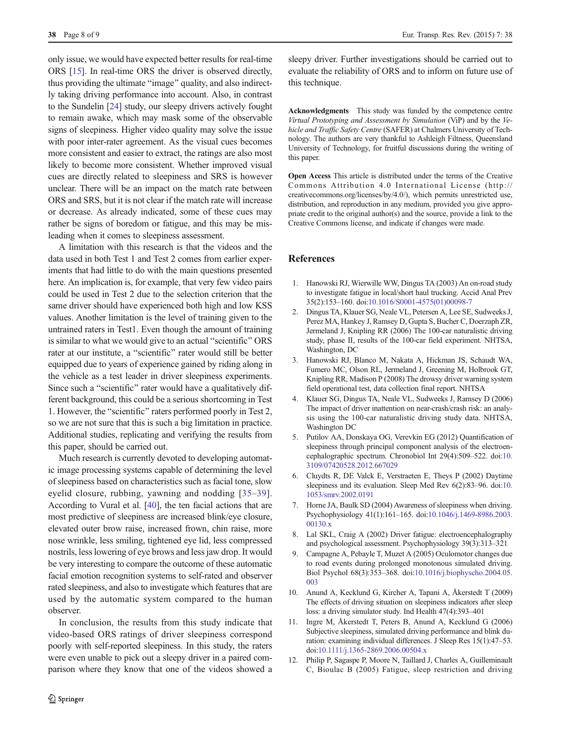only issue, we would have expected better results for real-time ORS [15]. In real-time ORS the driver is observed directly, thus providing the ultimate "image" quality, and also indirectly taking driving performance into account. Also, in contrast to the Sundelin [24] study, our sleepy drivers actively fought to remain awake, which may mask some of the observable signs of sleepiness. Higher video quality may solve the issue with poor inter-rater agreement. As the visual cues becomes more consistent and easier to extract, the ratings are also most likely to become more consistent. Whether improved visual cues are directly related to sleepiness and SRS is however unclear. There will be an impact on the match rate between ORS and SRS, but it is not clear if the match rate will increase or decrease. As already indicated, some of these cues may rather be signs of boredom or fatigue, and this may be misleading when it comes to sleepiness assessment.

A limitation with this research is that the videos and the data used in both Test 1 and Test 2 comes from earlier experiments that had little to do with the main questions presented here. An implication is, for example, that very few video pairs could be used in Test 2 due to the selection criterion that the same driver should have experienced both high and low KSS values. Another limitation is the level of training given to the untrained raters in Test1. Even though the amount of training is similar to what we would give to an actual "scientific" ORS rater at our institute, a "scientific" rater would still be better equipped due to years of experience gained by riding along in the vehicle as a test leader in driver sleepiness experiments. Since such a "scientific" rater would have a qualitatively different background, this could be a serious shortcoming in Test 1. However, the "scientific" raters performed poorly in Test 2, so we are not sure that this is such a big limitation in practice. Additional studies, replicating and verifying the results from this paper, should be carried out.

Much research is currently devoted to developing automatic image processing systems capable of determining the level of sleepiness based on characteristics such as facial tone, slow eyelid closure, rubbing, yawning and nodding [35–39]. According to Vural et al. [40], the ten facial actions that are most predictive of sleepiness are increased blink/eye closure, elevated outer brow raise, increased frown, chin raise, more nose wrinkle, less smiling, tightened eye lid, less compressed nostrils, less lowering of eye brows and less jaw drop. It would be very interesting to compare the outcome of these automatic facial emotion recognition systems to self-rated and observer rated sleepiness, and also to investigate which features that are used by the automatic system compared to the human observer.

In conclusion, the results from this study indicate that video-based ORS ratings of driver sleepiness correspond poorly with self-reported sleepiness. In this study, the raters were even unable to pick out a sleepy driver in a paired comparison where they know that one of the videos showed a sleepy driver. Further investigations should be carried out to evaluate the reliability of ORS and to inform on future use of this technique.

**Acknowledgments** This study was funded by the competence centre *Virtual Prototyping and Assessment by Simulation* (ViP) and by the *Vehicle and Traffic Safety Centre* (SAFER) at Chalmers University of Technology. The authors are very thankful to Ashleigh Filtness, Queensland University of Technology, for fruitful discussions during the writing of this paper.

**Open Access** This article is distributed under the terms of the Creative Commons Attribution 4.0 International License (http://creativecommons.org/licenses/by/4.0/), which permits unrestricted use, distribution, and reproduction in any medium, provided you give appropriate credit to the original author(s) and the source, provide a link to the Creative Commons license, and indicate if changes were made.

## References

1. Hanowski RJ, Wierwille WW, Dingus TA (2003) An on-road study to investigate fatigue in local/short haul trucking. Accid Anal Prev 35(2):153–160. doi:10.1016/S0001-4575(01)00098-7
2. Dingus TA, Klauer SG, Neale VL, Petersen A, Lee SE, Sudweeks J, Perez MA, Hankey J, Ramsey D, Gupta S, Bucher C, Doerzaph ZR, Jermeland J, Knipling RR (2006) The 100-car naturalistic driving study, phase II, results of the 100-car field experiment. NHTSA, Washington, DC
3. Hanowski RJ, Blanco M, Nakata A, Hickman JS, Schaudt WA, Fumero MC, Olson RL, Jermeland J, Greening M, Holbrook GT, Knipling RR, Madison P (2008) The drowsy driver warning system field operational test, data collection final report. NHTSA
4. Klauer SG, Dingus TA, Neale VL, Sudweeks J, Ramsey D (2006) The impact of driver inattention on near-crash/crash risk: an analysis using the 100-car naturalistic driving study data. NHTSA, Washington DC
5. Putilov AA, Donskaya OG, Verevkin EG (2012) Quantification of sleepiness through principal component analysis of the electroencephalographic spectrum. Chronobiol Int 29(4):509–522. doi:10.3109/07420528.2012.667029
6. Cluydts R, DE Valck E, Verstraeten E, Theys P (2002) Daytime sleepiness and its evaluation. Sleep Med Rev 6(2):83–96. doi:10.1053/smrv.2002.0191
7. Horne JA, Baulk SD (2004) Awareness of sleepiness when driving. Psychophysiology 41(1):161–165. doi:10.1046/j.1469-8986.2003.00130.x
8. Lal SKL, Craig A (2002) Driver fatigue: electroencephalography and psychological assessment. Psychophysiology 39(3):313–321
9. Campagne A, Pebayle T, Muzet A (2005) Oculomotor changes due to road events during prolonged monotonous simulated driving. Biol Psychol 68(3):353–368. doi:10.1016/j.biophyscho.2004.05.003
10. Anund A, Kecklund G, Kircher A, Tapani A, Åkerstedt T (2009) The effects of driving situation on sleepiness indicators after sleep loss: a driving simulator study. Ind Health 47(4):393–401
11. Ingre M, Åkerstedt T, Peters B, Anund A, Kecklund G (2006) Subjective sleepiness, simulated driving performance and blink duration: examining individual differences. J Sleep Res 15(1):47–53. doi:10.1111/j.1365-2869.2006.00504.x
12. Philip P, Sagaspe P, Moore N, Taillard J, Charles A, Guilleminault C, Bioulac B (2005) Fatigue, sleep restriction and driving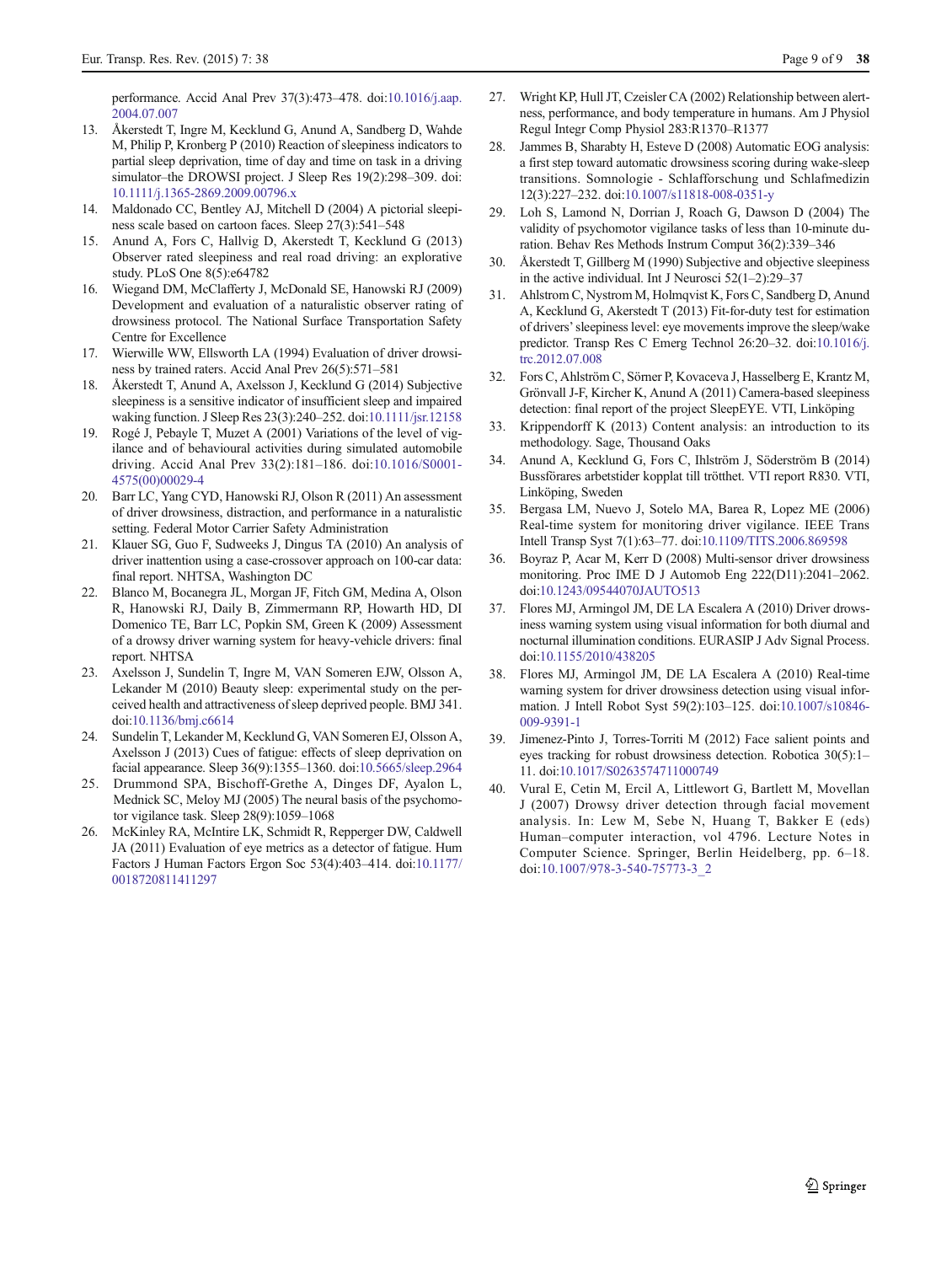performance. Accid Anal Prev 37(3):473–478. doi:10.1016/j.aap.2004.07.007

13. Åkerstedt T, Ingre M, Kecklund G, Anund A, Sandberg D, Wahde M, Philip P, Kronberg P (2010) Reaction of sleepiness indicators to partial sleep deprivation, time of day and time on task in a driving simulator–the DROWSI project. J Sleep Res 19(2):298–309. doi:10.1111/j.1365-2869.2009.00796.x
14. Maldonado CC, Bentley AJ, Mitchell D (2004) A pictorial sleepiness scale based on cartoon faces. Sleep 27(3):541–548
15. Anund A, Fors C, Hallvig D, Akerstedt T, Kecklund G (2013) Observer rated sleepiness and real road driving: an explorative study. PLoS One 8(5):e64782
16. Wiegand DM, McClafferty J, McDonald SE, Hanowski RJ (2009) Development and evaluation of a naturalistic observer rating of drowsiness protocol. The National Surface Transportation Safety Centre for Excellence
17. Wierwille WW, Ellsworth LA (1994) Evaluation of driver drowsiness by trained raters. Accid Anal Prev 26(5):571–581
18. Åkerstedt T, Anund A, Axelsson J, Kecklund G (2014) Subjective sleepiness is a sensitive indicator of insufficient sleep and impaired waking function. J Sleep Res 23(3):240–252. doi:10.1111/jsr.12158
19. Rogé J, Pebayle T, Muzet A (2001) Variations of the level of vigilance and of behavioural activities during simulated automobile driving. Accid Anal Prev 33(2):181–186. doi:10.1016/S0001-4575(00)00029-4
20. Barr LC, Yang CYD, Hanowski RJ, Olson R (2011) An assessment of driver drowsiness, distraction, and performance in a naturalistic setting. Federal Motor Carrier Safety Administration
21. Klauer SG, Guo F, Sudweeks J, Dingus TA (2010) An analysis of driver inattention using a case-crossover approach on 100-car data: final report. NHTSA, Washington DC
22. Blanco M, Bocanegra JL, Morgan JF, Fitch GM, Medina A, Olson R, Hanowski RJ, Daily B, Zimmermann RP, Howarth HD, DI Domenico TE, Barr LC, Popkin SM, Green K (2009) Assessment of a drowsy driver warning system for heavy-vehicle drivers: final report. NHTSA
23. Axelsson J, Sundelin T, Ingre M, VAN Someren EJW, Olsson A, Lekander M (2010) Beauty sleep: experimental study on the perceived health and attractiveness of sleep deprived people. BMJ 341. doi:10.1136/bmj.c6614
24. Sundelin T, Lekander M, Kecklund G, VAN Someren EJ, Olsson A, Axelsson J (2013) Cues of fatigue: effects of sleep deprivation on facial appearance. Sleep 36(9):1355–1360. doi:10.5665/sleep.2964
25. Drummond SPA, Bischoff-Grethe A, Dinges DF, Ayalon L, Mednick SC, Meloy MJ (2005) The neural basis of the psychomotor vigilance task. Sleep 28(9):1059–1068
26. McKinley RA, McIntire LK, Schmidt R, Repperger DW, Caldwell JA (2011) Evaluation of eye metrics as a detector of fatigue. Hum Factors J Human Factors Ergon Soc 53(4):403–414. doi:10.1177/0018720811411297
27. Wright KP, Hull JT, Czeisler CA (2002) Relationship between alertness, performance, and body temperature in humans. Am J Physiol Regul Integr Comp Physiol 283:R1370–R1377
28. Jammes B, Sharabty H, Esteve D (2008) Automatic EOG analysis: a first step toward automatic drowsiness scoring during wake-sleep transitions. Somnologie - Schlafforschung und Schlafmedizin 12(3):227–232. doi:10.1007/s11818-008-0351-y
29. Loh S, Lamond N, Dorrian J, Roach G, Dawson D (2004) The validity of psychomotor vigilance tasks of less than 10-minute duration. Behav Res Methods Instrum Comput 36(2):339–346
30. Åkerstedt T, Gillberg M (1990) Subjective and objective sleepiness in the active individual. Int J Neurosci 52(1–2):29–37
31. Ahlstrom C, Nystrom M, Holmqvist K, Fors C, Sandberg D, Anund A, Kecklund G, Akerstedt T (2013) Fit-for-duty test for estimation of drivers' sleepiness level: eye movements improve the sleep/wake predictor. Transp Res C Emerg Technol 26:20–32. doi:10.1016/j.trc.2012.07.008
32. Fors C, Ahlström C, Sörner P, Kovaceva J, Hasselberg E, Krantz M, Grönvall J-F, Kircher K, Anund A (2011) Camera-based sleepiness detection: final report of the project SleepEYE. VTI, Linköping
33. Krippendorff K (2013) Content analysis: an introduction to its methodology. Sage, Thousand Oaks
34. Anund A, Kecklund G, Fors C, Ihlström J, Söderström B (2014) Bussförares arbetstider kopplat till trötthet. VTI report R830. VTI, Linköping, Sweden
35. Bergasa LM, Nuevo J, Sotelo MA, Barea R, Lopez ME (2006) Real-time system for monitoring driver vigilance. IEEE Trans Intell Transp Syst 7(1):63–77. doi:10.1109/TITS.2006.869598
36. Boyraz P, Acar M, Kerr D (2008) Multi-sensor driver drowsiness monitoring. Proc IME D J Automob Eng 222(D11):2041–2062. doi:10.1243/09544070JAUTO513
37. Flores MJ, Armingol JM, DE LA Escalera A (2010) Driver drowsiness warning system using visual information for both diurnal and nocturnal illumination conditions. EURASIP J Adv Signal Process. doi:10.1155/2010/438205
38. Flores MJ, Armingol JM, DE LA Escalera A (2010) Real-time warning system for driver drowsiness detection using visual information. J Intell Robot Syst 59(2):103–125. doi:10.1007/s10846-009-9391-1
39. Jimenez-Pinto J, Torres-Torriti M (2012) Face salient points and eyes tracking for robust drowsiness detection. Robotica 30(5):1–11. doi:10.1017/S0263574711000749
40. Vural E, Cetin M, Ercil A, Littlewort G, Bartlett M, Movellan J (2007) Drowsy driver detection through facial movement analysis. In: Lew M, Sebe N, Huang T, Bakker E (eds) Human–computer interaction, vol 4796. Lecture Notes in Computer Science. Springer, Berlin Heidelberg, pp. 6–18. doi:10.1007/978-3-540-75773-3_2